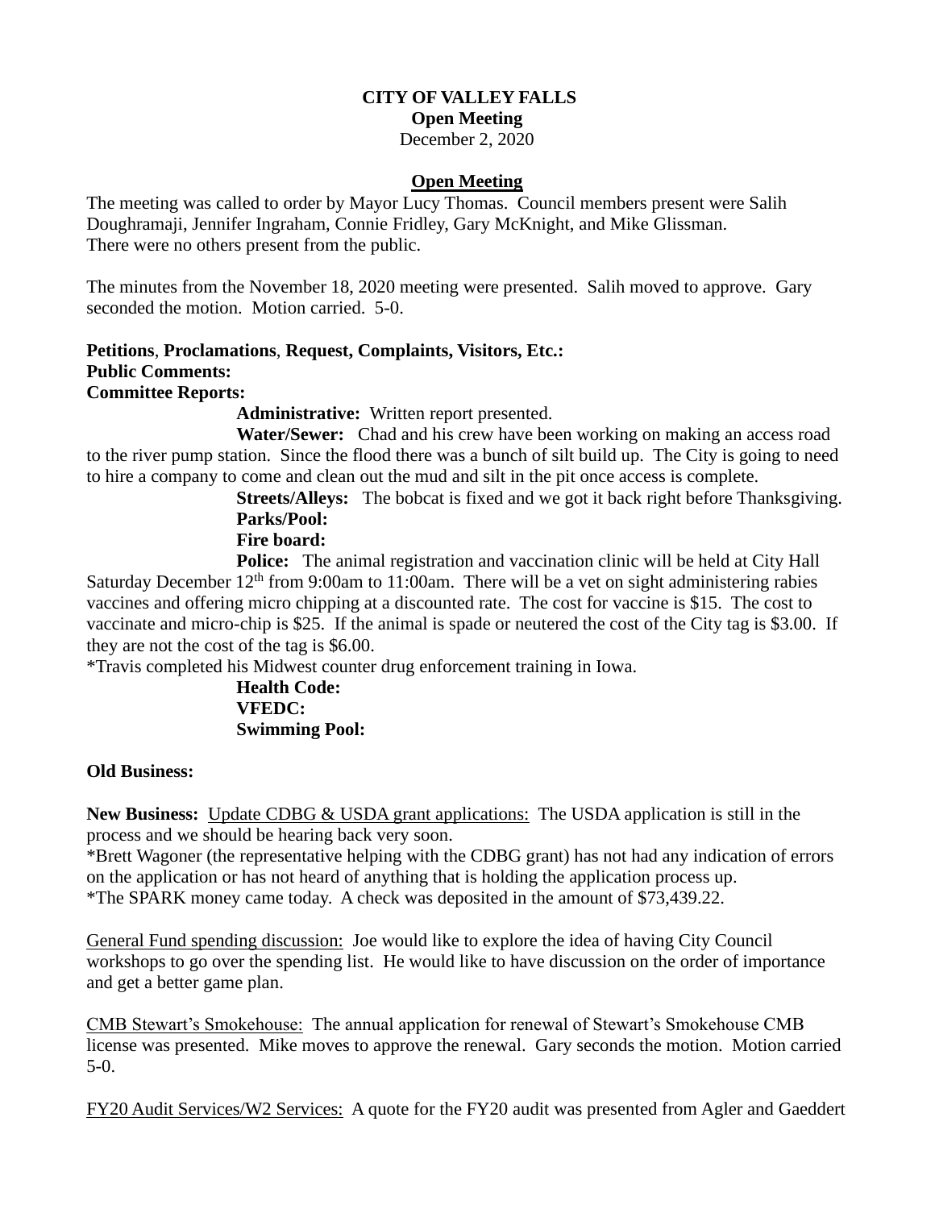**CITY OF VALLEY FALLS**
**Open Meeting**
December 2, 2020

## Open Meeting

The meeting was called to order by Mayor Lucy Thomas. Council members present were Salih Doughramaji, Jennifer Ingraham, Connie Fridley, Gary McKnight, and Mike Glissman. There were no others present from the public.

The minutes from the November 18, 2020 meeting were presented. Salih moved to approve. Gary seconded the motion. Motion carried. 5-0.

**Petitions**, **Proclamations**, **Request, Complaints, Visitors, Etc.:**
**Public Comments:**
**Committee Reports:**

**Administrative:** Written report presented.

**Water/Sewer:** Chad and his crew have been working on making an access road to the river pump station. Since the flood there was a bunch of silt build up. The City is going to need to hire a company to come and clean out the mud and silt in the pit once access is complete.

**Streets/Alleys:** The bobcat is fixed and we got it back right before Thanksgiving.

**Parks/Pool:**

**Fire board:**

**Police:** The animal registration and vaccination clinic will be held at City Hall Saturday December 12th from 9:00am to 11:00am. There will be a vet on sight administering rabies vaccines and offering micro chipping at a discounted rate. The cost for vaccine is $15. The cost to vaccinate and micro-chip is $25. If the animal is spade or neutered the cost of the City tag is $3.00. If they are not the cost of the tag is $6.00.
*Travis completed his Midwest counter drug enforcement training in Iowa.

**Health Code:**
**VFEDC:**
**Swimming Pool:**

**Old Business:**

**New Business:** Update CDBG & USDA grant applications: The USDA application is still in the process and we should be hearing back very soon.
*Brett Wagoner (the representative helping with the CDBG grant) has not had any indication of errors on the application or has not heard of anything that is holding the application process up.
*The SPARK money came today. A check was deposited in the amount of $73,439.22.

General Fund spending discussion: Joe would like to explore the idea of having City Council workshops to go over the spending list. He would like to have discussion on the order of importance and get a better game plan.

CMB Stewart's Smokehouse: The annual application for renewal of Stewart's Smokehouse CMB license was presented. Mike moves to approve the renewal. Gary seconds the motion. Motion carried 5-0.

FY20 Audit Services/W2 Services: A quote for the FY20 audit was presented from Agler and Gaeddert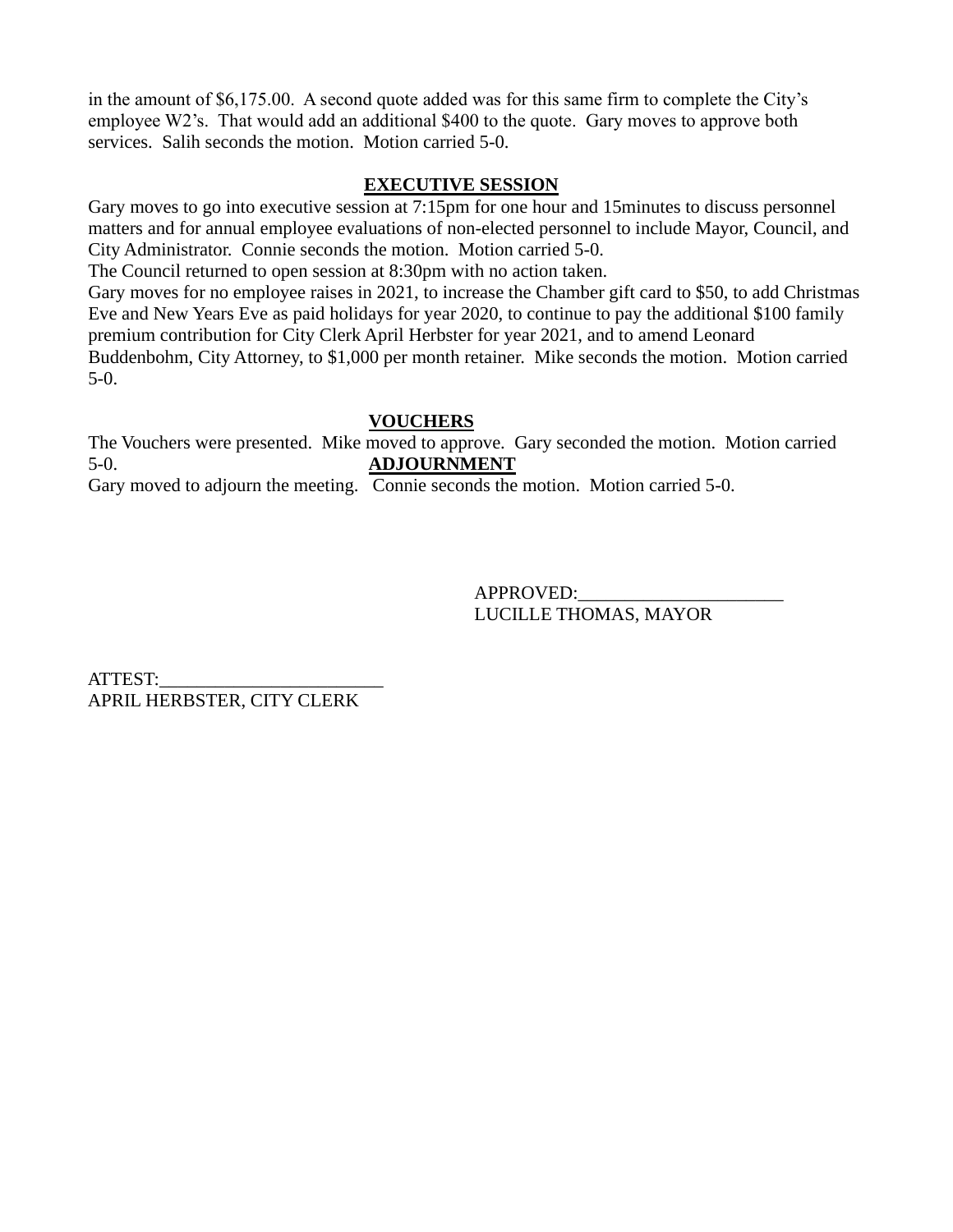in the amount of $6,175.00. A second quote added was for this same firm to complete the City's employee W2's. That would add an additional $400 to the quote. Gary moves to approve both services. Salih seconds the motion. Motion carried 5-0.

**EXECUTIVE SESSION**

Gary moves to go into executive session at 7:15pm for one hour and 15minutes to discuss personnel matters and for annual employee evaluations of non-elected personnel to include Mayor, Council, and City Administrator. Connie seconds the motion. Motion carried 5-0.

The Council returned to open session at 8:30pm with no action taken.

Gary moves for no employee raises in 2021, to increase the Chamber gift card to $50, to add Christmas Eve and New Years Eve as paid holidays for year 2020, to continue to pay the additional $100 family premium contribution for City Clerk April Herbster for year 2021, and to amend Leonard Buddenbohm, City Attorney, to $1,000 per month retainer. Mike seconds the motion. Motion carried 5-0.

**VOUCHERS**

The Vouchers were presented. Mike moved to approve. Gary seconded the motion. Motion carried 5-0.

**ADJOURNMENT**

Gary moved to adjourn the meeting. Connie seconds the motion. Motion carried 5-0.

APPROVED:______________________
LUCILLE THOMAS, MAYOR

ATTEST:________________________
APRIL HERBSTER, CITY CLERK